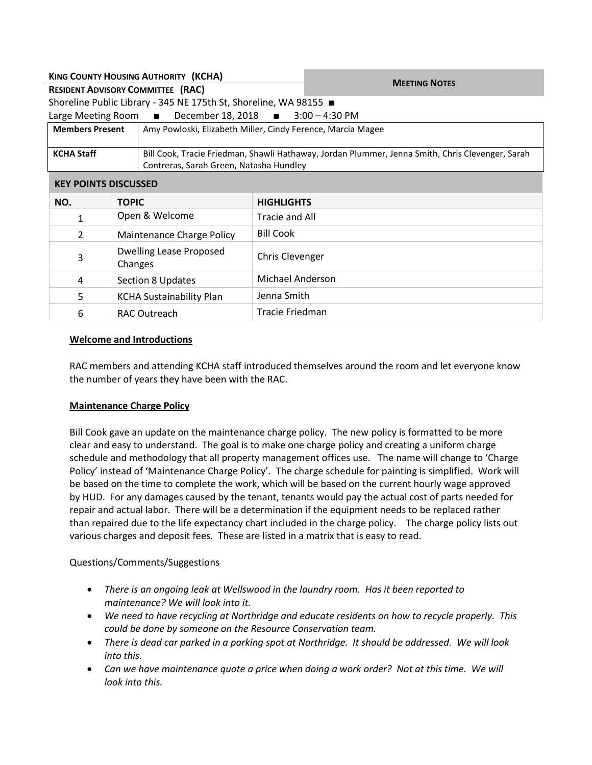**KING COUNTY HOUSING AUTHORITY (KCHA)**

**RESIDENT ADVISORY COMMITTEE (RAC)**

**MEETING NOTES**

Shoreline Public Library - 345 NE 175th St, Shoreline, WA 98155 ■

Large Meeting Room ■ December 18, 2018 ■ 3:00 – 4:30 PM

| | |
|---|---|
| **Members Present** | Amy Powloski, Elizabeth Miller, Cindy Ference, Marcia Magee |
| **KCHA Staff** | Bill Cook, Tracie Friedman, Shawli Hathaway, Jordan Plummer, Jenna Smith, Chris Clevenger, Sarah Contreras, Sarah Green, Natasha Hundley |

**KEY POINTS DISCUSSED**

| NO. | TOPIC | HIGHLIGHTS |
|---|---|---|
| 1 | Open & Welcome | Tracie and All |
| 2 | Maintenance Charge Policy | Bill Cook |
| 3 | Dwelling Lease Proposed Changes | Chris Clevenger |
| 4 | Section 8 Updates | Michael Anderson |
| 5 | KCHA Sustainability Plan | Jenna Smith |
| 6 | RAC Outreach | Tracie Friedman |

**Welcome and Introductions**

RAC members and attending KCHA staff introduced themselves around the room and let everyone know the number of years they have been with the RAC.

**Maintenance Charge Policy**

Bill Cook gave an update on the maintenance charge policy. The new policy is formatted to be more clear and easy to understand. The goal is to make one charge policy and creating a uniform charge schedule and methodology that all property management offices use. The name will change to 'Charge Policy' instead of 'Maintenance Charge Policy'. The charge schedule for painting is simplified. Work will be based on the time to complete the work, which will be based on the current hourly wage approved by HUD. For any damages caused by the tenant, tenants would pay the actual cost of parts needed for repair and actual labor. There will be a determination if the equipment needs to be replaced rather than repaired due to the life expectancy chart included in the charge policy. The charge policy lists out various charges and deposit fees. These are listed in a matrix that is easy to read.

Questions/Comments/Suggestions

- *There is an ongoing leak at Wellswood in the laundry room. Has it been reported to maintenance? We will look into it.*
- *We need to have recycling at Northridge and educate residents on how to recycle properly. This could be done by someone on the Resource Conservation team.*
- *There is dead car parked in a parking spot at Northridge. It should be addressed. We will look into this.*
- *Can we have maintenance quote a price when doing a work order? Not at this time. We will look into this.*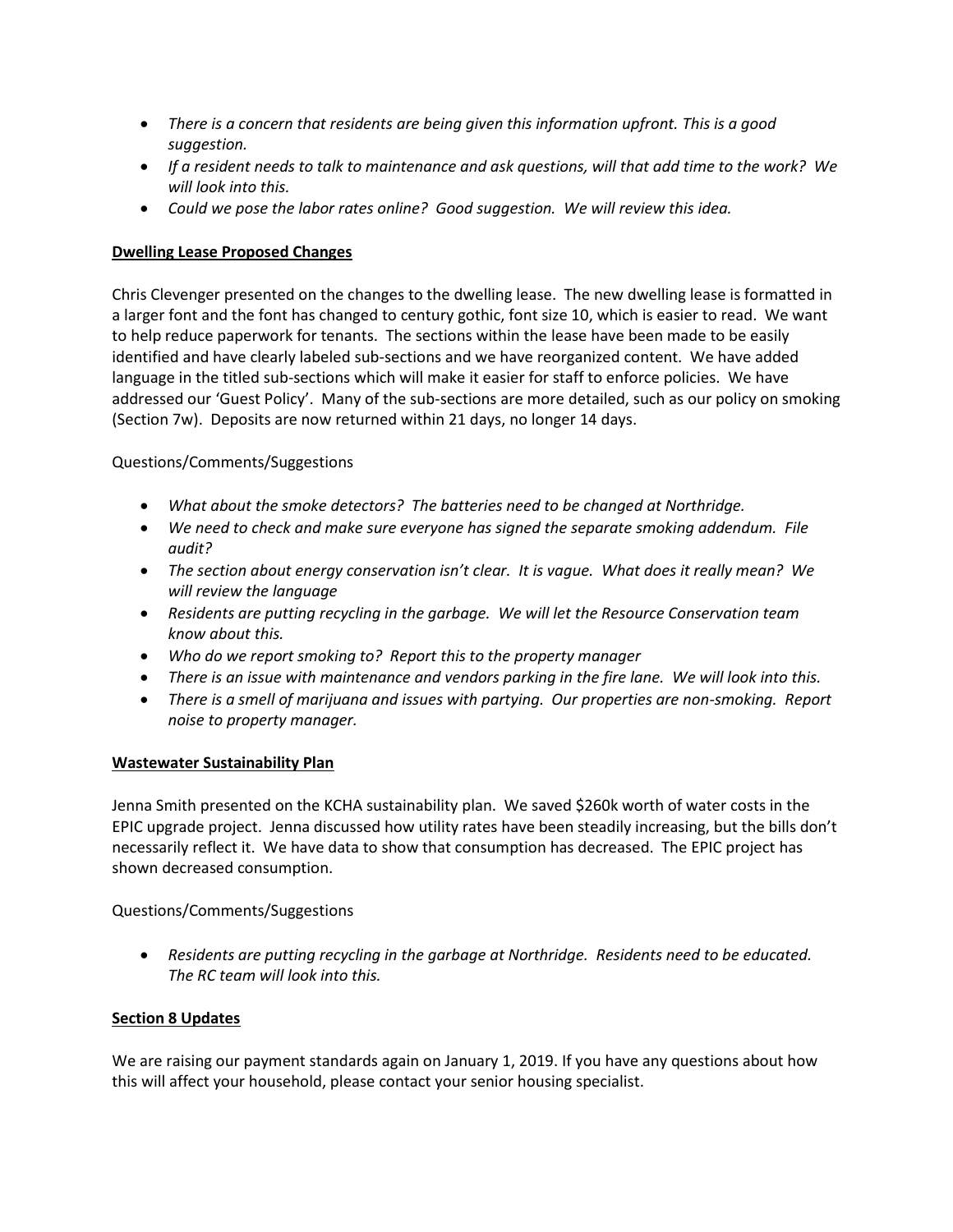- *There is a concern that residents are being given this information upfront. This is a good suggestion.*
- *If a resident needs to talk to maintenance and ask questions, will that add time to the work? We will look into this.*
- *Could we pose the labor rates online? Good suggestion. We will review this idea.*

**Dwelling Lease Proposed Changes**

Chris Clevenger presented on the changes to the dwelling lease. The new dwelling lease is formatted in a larger font and the font has changed to century gothic, font size 10, which is easier to read. We want to help reduce paperwork for tenants. The sections within the lease have been made to be easily identified and have clearly labeled sub-sections and we have reorganized content. We have added language in the titled sub-sections which will make it easier for staff to enforce policies. We have addressed our 'Guest Policy'. Many of the sub-sections are more detailed, such as our policy on smoking (Section 7w). Deposits are now returned within 21 days, no longer 14 days.

Questions/Comments/Suggestions

- *What about the smoke detectors? The batteries need to be changed at Northridge.*
- *We need to check and make sure everyone has signed the separate smoking addendum. File audit?*
- *The section about energy conservation isn't clear. It is vague. What does it really mean? We will review the language*
- *Residents are putting recycling in the garbage. We will let the Resource Conservation team know about this.*
- *Who do we report smoking to? Report this to the property manager*
- *There is an issue with maintenance and vendors parking in the fire lane. We will look into this.*
- *There is a smell of marijuana and issues with partying. Our properties are non-smoking. Report noise to property manager.*

**Wastewater Sustainability Plan**

Jenna Smith presented on the KCHA sustainability plan. We saved $260k worth of water costs in the EPIC upgrade project. Jenna discussed how utility rates have been steadily increasing, but the bills don't necessarily reflect it. We have data to show that consumption has decreased. The EPIC project has shown decreased consumption.

Questions/Comments/Suggestions

- *Residents are putting recycling in the garbage at Northridge. Residents need to be educated. The RC team will look into this.*

**Section 8 Updates**

We are raising our payment standards again on January 1, 2019. If you have any questions about how this will affect your household, please contact your senior housing specialist.